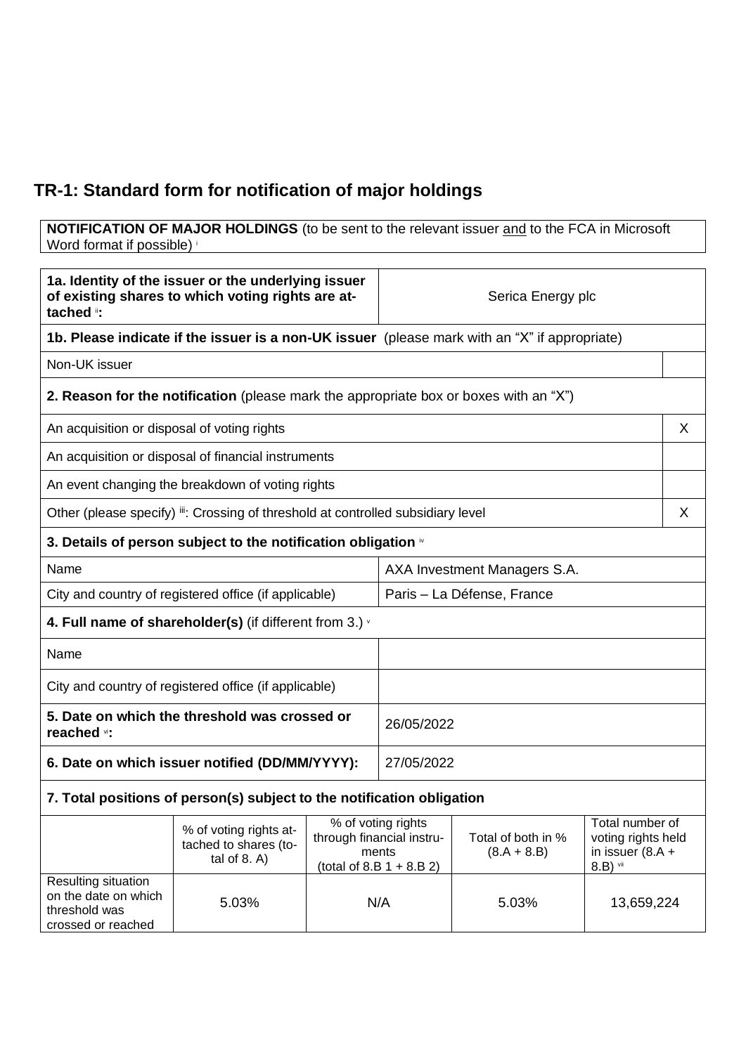## TR-1: Standard form for notification of major holdings

| **NOTIFICATION OF MAJOR HOLDINGS** (to be sent to the relevant issuer and to the FCA in Microsoft Word format if possible) [i] |
|---|

| **1a. Identity of the issuer or the underlying issuer of existing shares to which voting rights are attached** [ii]**:** | Serica Energy plc |
|---|---|

| **1b. Please indicate if the issuer is a non-UK issuer** (please mark with an "X" if appropriate) | |
|---|---|
| Non-UK issuer | |

| **2. Reason for the notification** (please mark the appropriate box or boxes with an "X") | |
|---|---|
| An acquisition or disposal of voting rights | X |
| An acquisition or disposal of financial instruments | |
| An event changing the breakdown of voting rights | |
| Other (please specify) [iii]: Crossing of threshold at controlled subsidiary level | X |

| **3. Details of person subject to the notification obligation** [iv] | |
|---|---|
| Name | AXA Investment Managers S.A. |
| City and country of registered office (if applicable) | Paris – La Défense, France |

| **4. Full name of shareholder(s)** (if different from 3.) [v] | |
|---|---|
| Name | |
| City and country of registered office (if applicable) | |

| **5. Date on which the threshold was crossed or reached** [vi]**:** | 26/05/2022 |
|---|---|
| **6. Date on which issuer notified (DD/MM/YYYY):** | 27/05/2022 |

**7. Total positions of person(s) subject to the notification obligation**

| | % of voting rights attached to shares (total of 8. A) | % of voting rights through financial instruments (total of 8.B 1 + 8.B 2) | Total of both in % (8.A + 8.B) | Total number of voting rights held in issuer (8.A + 8.B) [vii] |
|---|---|---|---|---|
| Resulting situation on the date on which threshold was crossed or reached | 5.03% | N/A | 5.03% | 13,659,224 |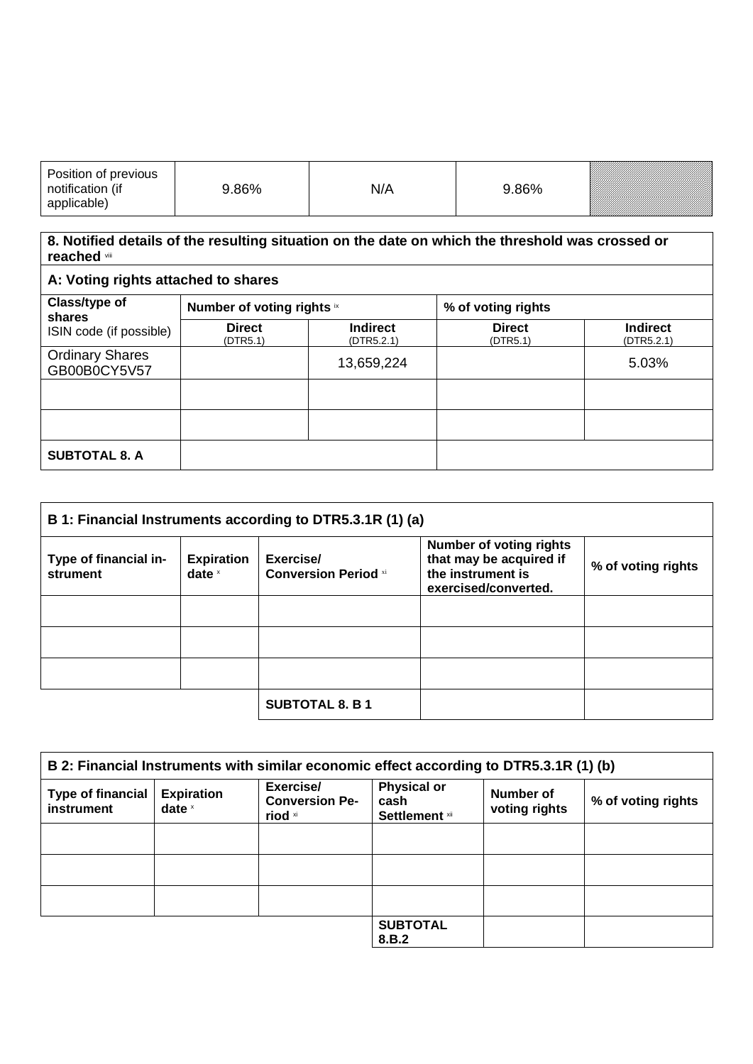| Position of previous notification (if applicable) | 9.86% | N/A | 9.86% | |
|---|---|---|---|---|

| 8. Notified details of the resulting situation on the date on which the threshold was crossed or reached viii | | | | |
|---|---|---|---|---|
| **A: Voting rights attached to shares** | | | | |
| **Class/type of shares** ISIN code (if possible) | **Number of voting rights** ix | | **% of voting rights** | |
| | **Direct** (DTR5.1) | **Indirect** (DTR5.2.1) | **Direct** (DTR5.1) | **Indirect** (DTR5.2.1) |
| Ordinary Shares GB00B0CY5V57 | | 13,659,224 | | 5.03% |
| | | | | |
| | | | | |
| **SUBTOTAL 8. A** | | | | |

| B 1: Financial Instruments according to DTR5.3.1R (1) (a) | | | | |
|---|---|---|---|---|
| **Type of financial instrument** | **Expiration date** x | **Exercise/ Conversion Period** xi | **Number of voting rights that may be acquired if the instrument is exercised/converted.** | **% of voting rights** |
| | | | | |
| | | | | |
| | | | | |
| | | **SUBTOTAL 8. B 1** | | |

| B 2: Financial Instruments with similar economic effect according to DTR5.3.1R (1) (b) | | | | | |
|---|---|---|---|---|---|
| **Type of financial instrument** | **Expiration date** x | **Exercise/ Conversion Period** xi | **Physical or cash Settlement** xii | **Number of voting rights** | **% of voting rights** |
| | | | | | |
| | | | | | |
| | | | | | |
| | | | **SUBTOTAL 8.B.2** | | |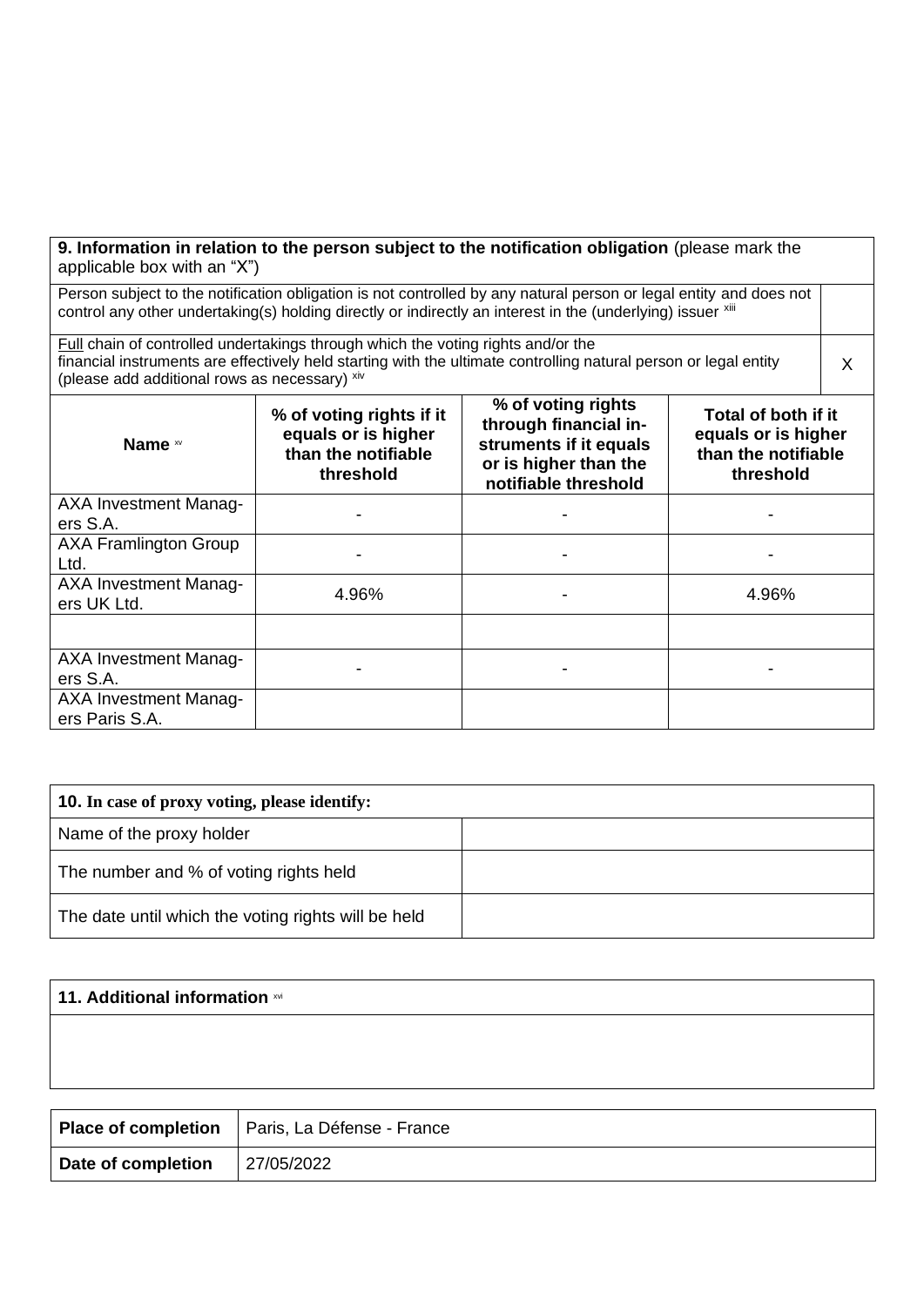| **9. Information in relation to the person subject to the notification obligation** (please mark the applicable box with an "X") | |
|---|---|
| Person subject to the notification obligation is not controlled by any natural person or legal entity and does not control any other undertaking(s) holding directly or indirectly an interest in the (underlying) issuer [xiii] | |
| Full chain of controlled undertakings through which the voting rights and/or the financial instruments are effectively held starting with the ultimate controlling natural person or legal entity (please add additional rows as necessary) [xiv] | X |

| **Name** [xv] | **% of voting rights if it equals or is higher than the notifiable threshold** | **% of voting rights through financial instruments if it equals or is higher than the notifiable threshold** | **Total of both if it equals or is higher than the notifiable threshold** |
|---|---|---|---|
| AXA Investment Managers S.A. | - | - | - |
| AXA Framlington Group Ltd. | - | - | - |
| AXA Investment Managers UK Ltd. | 4.96% | - | 4.96% |
| | | | |
| AXA Investment Managers S.A. | - | - | - |
| AXA Investment Managers Paris S.A. | | | |

| **10. In case of proxy voting, please identify:** | |
|---|---|
| Name of the proxy holder | |
| The number and % of voting rights held | |
| The date until which the voting rights will be held | |

**11. Additional information** [xvi]

| | |
|---|---|
| **Place of completion** | Paris, La Défense - France |
| **Date of completion** | 27/05/2022 |